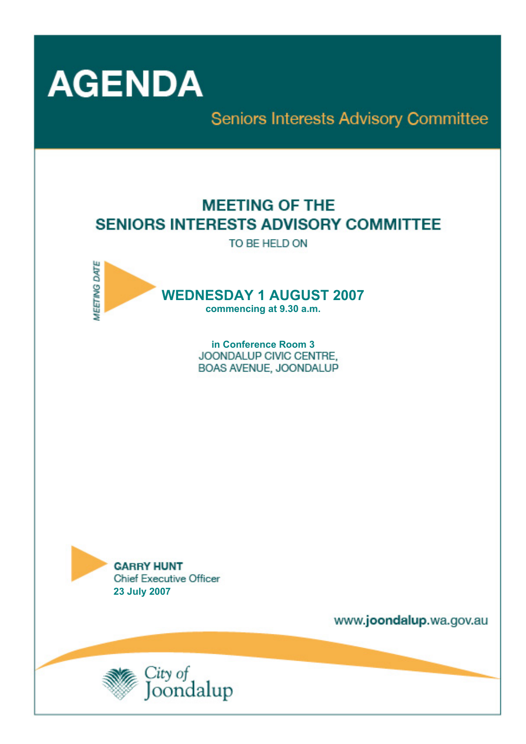# AGENDA

## Seniors Interests Advisory Committee

## MEETING OF THE SENIORS INTERESTS ADVISORY COMMITTEE

TO BE HELD ON

*MEETING DATE*

## WEDNESDAY 1 AUGUST 2007

**commencing at 9.30 a.m.**

**in Conference Room 3**
JOONDALUP CIVIC CENTRE,
BOAS AVENUE, JOONDALUP

**GARRY HUNT**
Chief Executive Officer
**23 July 2007**

www.**joondalup**.wa.gov.au

City of Joondalup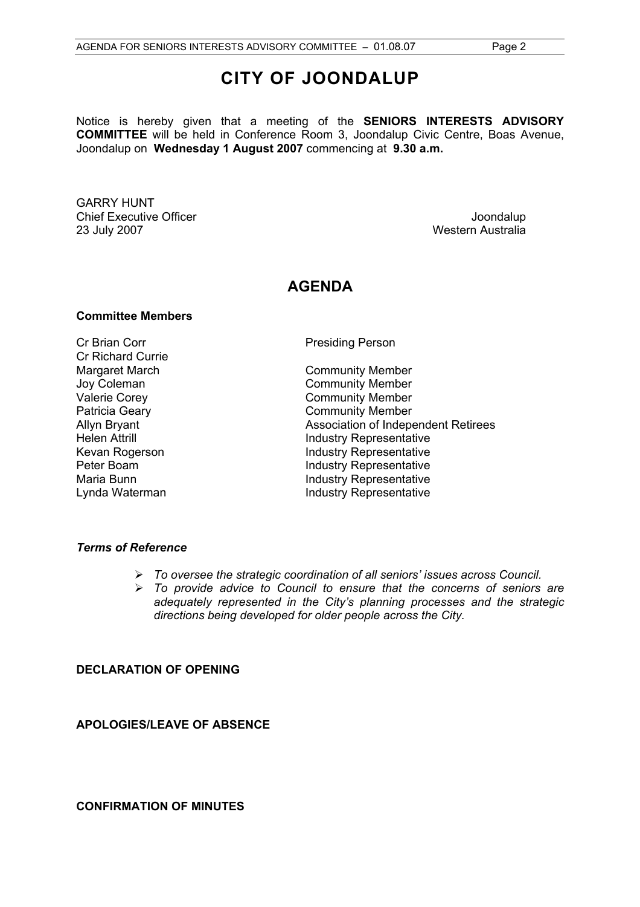# CITY OF JOONDALUP

Notice is hereby given that a meeting of the **SENIORS INTERESTS ADVISORY COMMITTEE** will be held in Conference Room 3, Joondalup Civic Centre, Boas Avenue, Joondalup on **Wednesday 1 August 2007** commencing at **9.30 a.m.**

GARRY HUNT
Chief Executive Officer
23 July 2007

Joondalup
Western Australia

## AGENDA

**Committee Members**

| | |
|---|---|
| Cr Brian Corr | Presiding Person |
| Cr Richard Currie | |
| Margaret March | Community Member |
| Joy Coleman | Community Member |
| Valerie Corey | Community Member |
| Patricia Geary | Community Member |
| Allyn Bryant | Association of Independent Retirees |
| Helen Attrill | Industry Representative |
| Kevan Rogerson | Industry Representative |
| Peter Boam | Industry Representative |
| Maria Bunn | Industry Representative |
| Lynda Waterman | Industry Representative |

***Terms of Reference***

- *To oversee the strategic coordination of all seniors' issues across Council.*
- *To provide advice to Council to ensure that the concerns of seniors are adequately represented in the City's planning processes and the strategic directions being developed for older people across the City.*

**DECLARATION OF OPENING**

**APOLOGIES/LEAVE OF ABSENCE**

**CONFIRMATION OF MINUTES**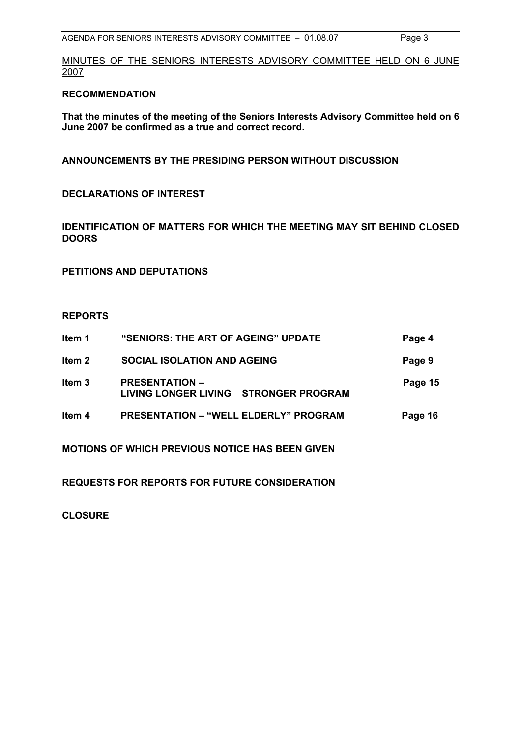MINUTES OF THE SENIORS INTERESTS ADVISORY COMMITTEE HELD ON 6 JUNE 2007

**RECOMMENDATION**

**That the minutes of the meeting of the Seniors Interests Advisory Committee held on 6 June 2007 be confirmed as a true and correct record.**

**ANNOUNCEMENTS BY THE PRESIDING PERSON WITHOUT DISCUSSION**

**DECLARATIONS OF INTEREST**

**IDENTIFICATION OF MATTERS FOR WHICH THE MEETING MAY SIT BEHIND CLOSED DOORS**

**PETITIONS AND DEPUTATIONS**

**REPORTS**

| | | |
|---|---|---|
| **Item 1** | **"SENIORS: THE ART OF AGEING" UPDATE** | **Page 4** |
| **Item 2** | **SOCIAL ISOLATION AND AGEING** | **Page 9** |
| **Item 3** | **PRESENTATION – LIVING LONGER LIVING STRONGER PROGRAM** | **Page 15** |
| **Item 4** | **PRESENTATION – "WELL ELDERLY" PROGRAM** | **Page 16** |

**MOTIONS OF WHICH PREVIOUS NOTICE HAS BEEN GIVEN**

**REQUESTS FOR REPORTS FOR FUTURE CONSIDERATION**

**CLOSURE**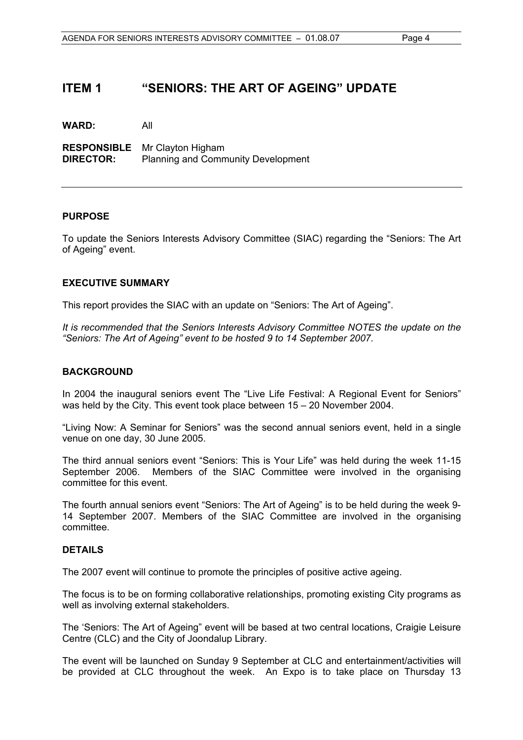# ITEM 1 "SENIORS: THE ART OF AGEING" UPDATE

**WARD:** All

**RESPONSIBLE DIRECTOR:** Mr Clayton Higham
Planning and Community Development

---

## PURPOSE

To update the Seniors Interests Advisory Committee (SIAC) regarding the "Seniors: The Art of Ageing" event.

## EXECUTIVE SUMMARY

This report provides the SIAC with an update on "Seniors: The Art of Ageing".

*It is recommended that the Seniors Interests Advisory Committee NOTES the update on the "Seniors: The Art of Ageing" event to be hosted 9 to 14 September 2007.*

## BACKGROUND

In 2004 the inaugural seniors event The "Live Life Festival: A Regional Event for Seniors" was held by the City. This event took place between 15 – 20 November 2004.

"Living Now: A Seminar for Seniors" was the second annual seniors event, held in a single venue on one day, 30 June 2005.

The third annual seniors event "Seniors: This is Your Life" was held during the week 11-15 September 2006. Members of the SIAC Committee were involved in the organising committee for this event.

The fourth annual seniors event "Seniors: The Art of Ageing" is to be held during the week 9-14 September 2007. Members of the SIAC Committee are involved in the organising committee.

## DETAILS

The 2007 event will continue to promote the principles of positive active ageing.

The focus is to be on forming collaborative relationships, promoting existing City programs as well as involving external stakeholders.

The 'Seniors: The Art of Ageing" event will be based at two central locations, Craigie Leisure Centre (CLC) and the City of Joondalup Library.

The event will be launched on Sunday 9 September at CLC and entertainment/activities will be provided at CLC throughout the week. An Expo is to take place on Thursday 13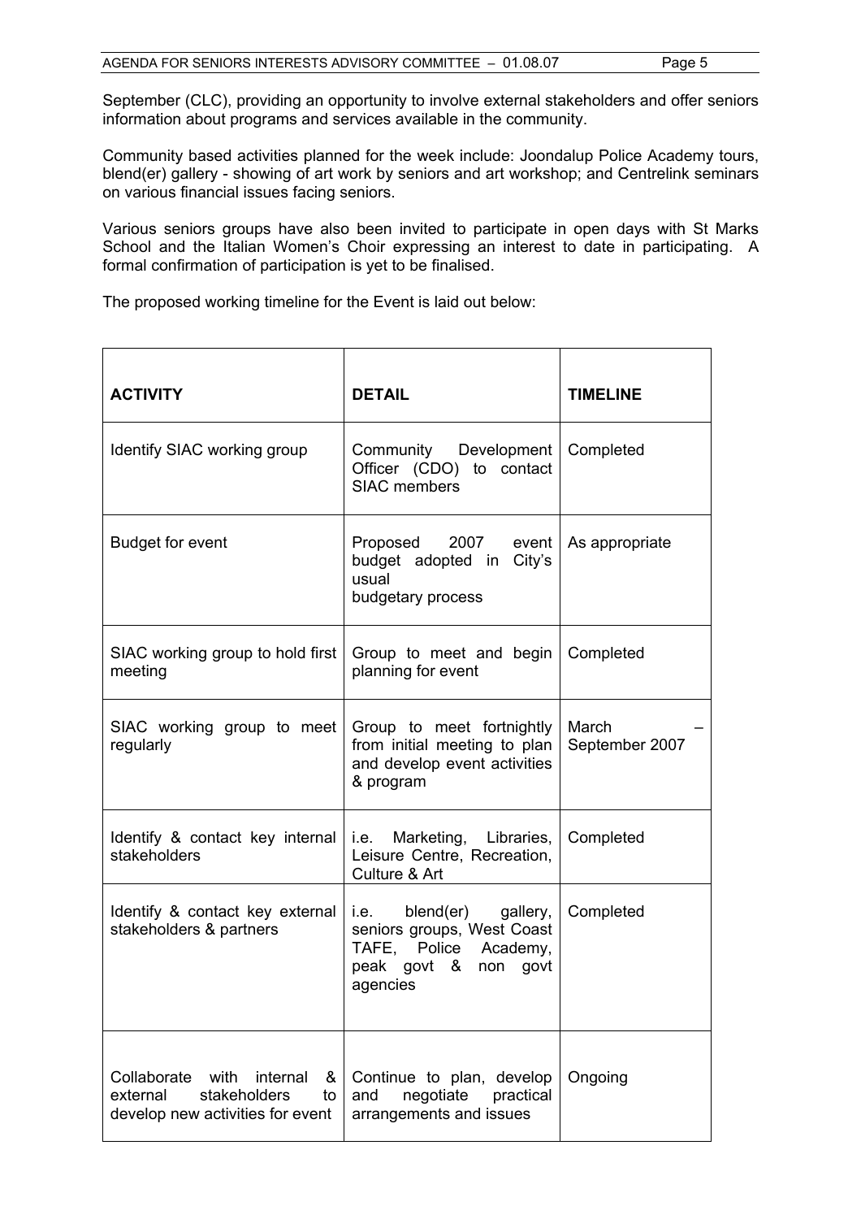September (CLC), providing an opportunity to involve external stakeholders and offer seniors information about programs and services available in the community.

Community based activities planned for the week include: Joondalup Police Academy tours, blend(er) gallery - showing of art work by seniors and art workshop; and Centrelink seminars on various financial issues facing seniors.

Various seniors groups have also been invited to participate in open days with St Marks School and the Italian Women's Choir expressing an interest to date in participating. A formal confirmation of participation is yet to be finalised.

The proposed working timeline for the Event is laid out below:

| ACTIVITY | DETAIL | TIMELINE |
|---|---|---|
| Identify SIAC working group | Community Development Officer (CDO) to contact SIAC members | Completed |
| Budget for event | Proposed 2007 event budget adopted in City's usual budgetary process | As appropriate |
| SIAC working group to hold first meeting | Group to meet and begin planning for event | Completed |
| SIAC working group to meet regularly | Group to meet fortnightly from initial meeting to plan and develop event activities & program | March – September 2007 |
| Identify & contact key internal stakeholders | i.e. Marketing, Libraries, Leisure Centre, Recreation, Culture & Art | Completed |
| Identify & contact key external stakeholders & partners | i.e. blend(er) gallery, seniors groups, West Coast TAFE, Police Academy, peak govt & non govt agencies | Completed |
| Collaborate with internal & external stakeholders to develop new activities for event | Continue to plan, develop and negotiate practical arrangements and issues | Ongoing |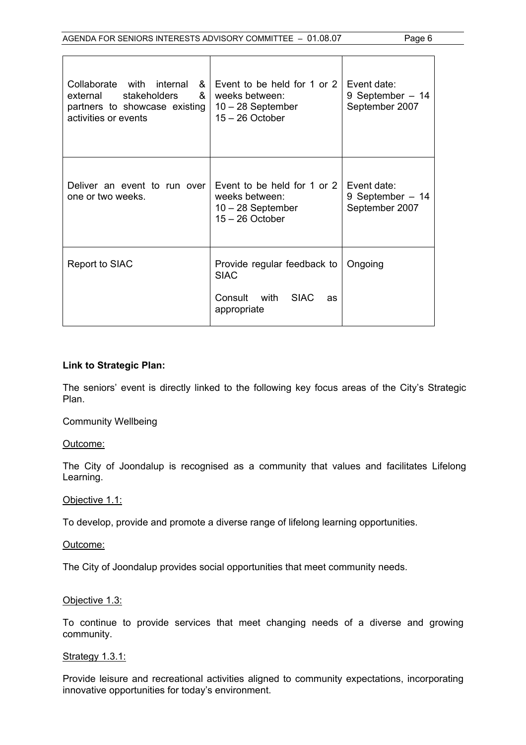| | | |
|---|---|---|
| Collaborate with internal & external stakeholders & partners to showcase existing activities or events | Event to be held for 1 or 2 weeks between:<br>10 – 28 September<br>15 – 26 October | Event date:<br>9 September – 14 September 2007 |
| Deliver an event to run over one or two weeks. | Event to be held for 1 or 2 weeks between:<br>10 – 28 September<br>15 – 26 October | Event date:<br>9 September – 14 September 2007 |
| Report to SIAC | Provide regular feedback to SIAC<br><br>Consult with SIAC as appropriate | Ongoing |

**Link to Strategic Plan:**

The seniors' event is directly linked to the following key focus areas of the City's Strategic Plan.

Community Wellbeing

Outcome:

The City of Joondalup is recognised as a community that values and facilitates Lifelong Learning.

Objective 1.1:

To develop, provide and promote a diverse range of lifelong learning opportunities.

Outcome:

The City of Joondalup provides social opportunities that meet community needs.

Objective 1.3:

To continue to provide services that meet changing needs of a diverse and growing community.

Strategy 1.3.1:

Provide leisure and recreational activities aligned to community expectations, incorporating innovative opportunities for today's environment.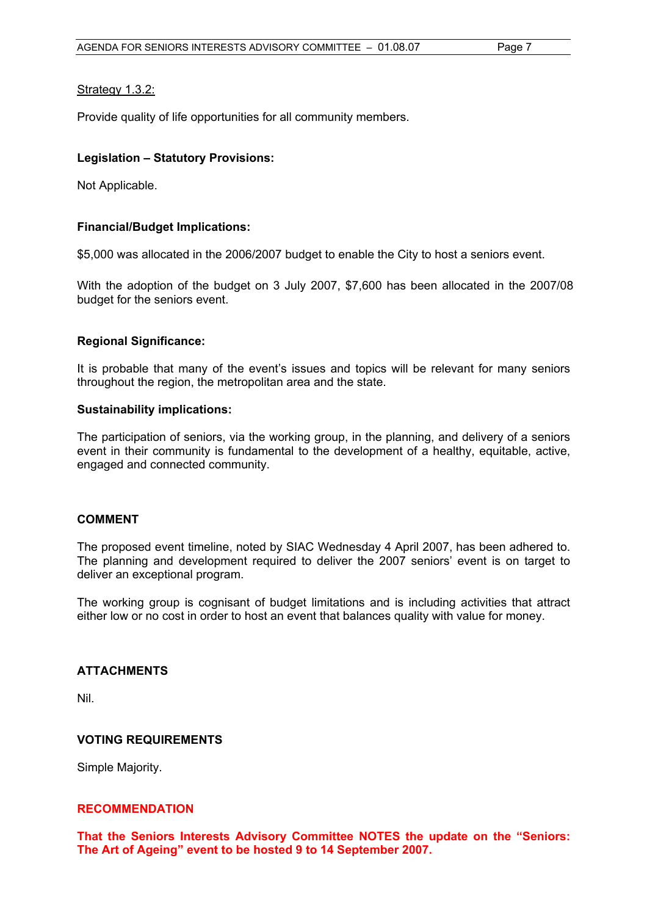Strategy 1.3.2:

Provide quality of life opportunities for all community members.

**Legislation – Statutory Provisions:**

Not Applicable.

**Financial/Budget Implications:**

$5,000 was allocated in the 2006/2007 budget to enable the City to host a seniors event.

With the adoption of the budget on 3 July 2007, $7,600 has been allocated in the 2007/08 budget for the seniors event.

**Regional Significance:**

It is probable that many of the event's issues and topics will be relevant for many seniors throughout the region, the metropolitan area and the state.

**Sustainability implications:**

The participation of seniors, via the working group, in the planning, and delivery of a seniors event in their community is fundamental to the development of a healthy, equitable, active, engaged and connected community.

## COMMENT

The proposed event timeline, noted by SIAC Wednesday 4 April 2007, has been adhered to. The planning and development required to deliver the 2007 seniors' event is on target to deliver an exceptional program.

The working group is cognisant of budget limitations and is including activities that attract either low or no cost in order to host an event that balances quality with value for money.

## ATTACHMENTS

Nil.

## VOTING REQUIREMENTS

Simple Majority.

## RECOMMENDATION

**That the Seniors Interests Advisory Committee NOTES the update on the "Seniors: The Art of Ageing" event to be hosted 9 to 14 September 2007.**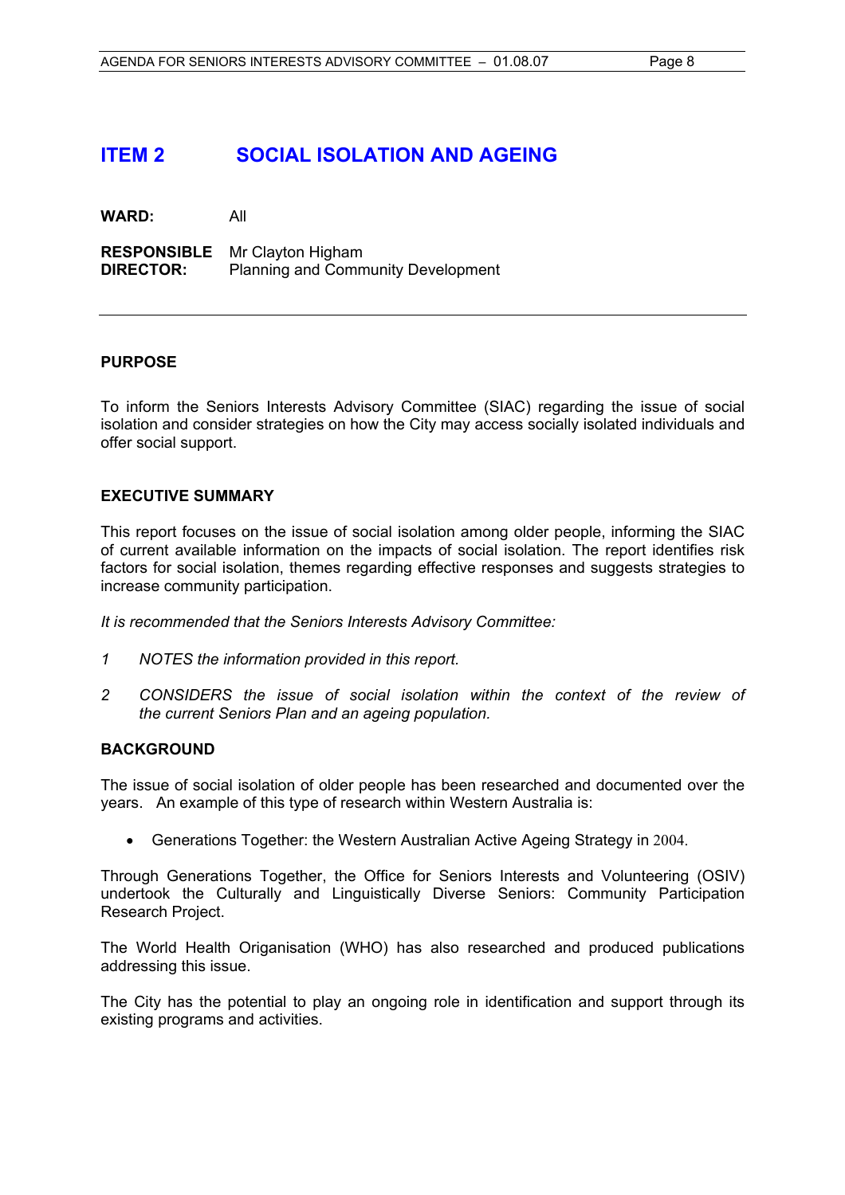## ITEM 2 SOCIAL ISOLATION AND AGEING

**WARD:** All

**RESPONSIBLE DIRECTOR:** Mr Clayton Higham
Planning and Community Development

---

**PURPOSE**

To inform the Seniors Interests Advisory Committee (SIAC) regarding the issue of social isolation and consider strategies on how the City may access socially isolated individuals and offer social support.

**EXECUTIVE SUMMARY**

This report focuses on the issue of social isolation among older people, informing the SIAC of current available information on the impacts of social isolation. The report identifies risk factors for social isolation, themes regarding effective responses and suggests strategies to increase community participation.

*It is recommended that the Seniors Interests Advisory Committee:*

*1 NOTES the information provided in this report.*

*2 CONSIDERS the issue of social isolation within the context of the review of the current Seniors Plan and an ageing population.*

**BACKGROUND**

The issue of social isolation of older people has been researched and documented over the years. An example of this type of research within Western Australia is:

- Generations Together: the Western Australian Active Ageing Strategy in 2004.

Through Generations Together, the Office for Seniors Interests and Volunteering (OSIV) undertook the Culturally and Linguistically Diverse Seniors: Community Participation Research Project.

The World Health Organisation (WHO) has also researched and produced publications addressing this issue.

The City has the potential to play an ongoing role in identification and support through its existing programs and activities.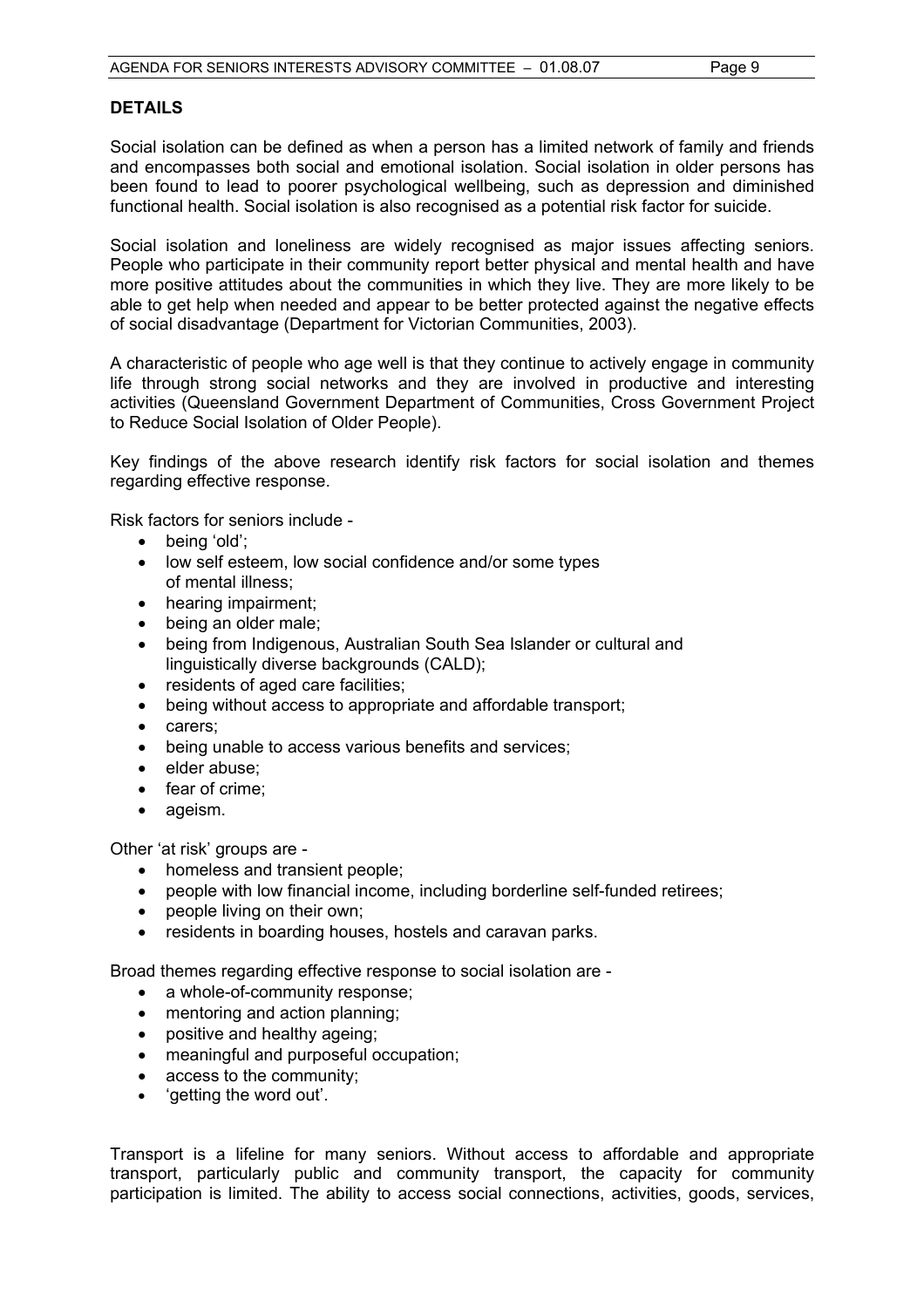## DETAILS

Social isolation can be defined as when a person has a limited network of family and friends and encompasses both social and emotional isolation. Social isolation in older persons has been found to lead to poorer psychological wellbeing, such as depression and diminished functional health. Social isolation is also recognised as a potential risk factor for suicide.

Social isolation and loneliness are widely recognised as major issues affecting seniors. People who participate in their community report better physical and mental health and have more positive attitudes about the communities in which they live. They are more likely to be able to get help when needed and appear to be better protected against the negative effects of social disadvantage (Department for Victorian Communities, 2003).

A characteristic of people who age well is that they continue to actively engage in community life through strong social networks and they are involved in productive and interesting activities (Queensland Government Department of Communities, Cross Government Project to Reduce Social Isolation of Older People).

Key findings of the above research identify risk factors for social isolation and themes regarding effective response.

Risk factors for seniors include -

- being 'old';
- low self esteem, low social confidence and/or some types of mental illness;
- hearing impairment;
- being an older male;
- being from Indigenous, Australian South Sea Islander or cultural and linguistically diverse backgrounds (CALD);
- residents of aged care facilities;
- being without access to appropriate and affordable transport;
- carers;
- being unable to access various benefits and services;
- elder abuse;
- fear of crime;
- ageism.

Other 'at risk' groups are -

- homeless and transient people;
- people with low financial income, including borderline self-funded retirees;
- people living on their own;
- residents in boarding houses, hostels and caravan parks.

Broad themes regarding effective response to social isolation are -

- a whole-of-community response;
- mentoring and action planning;
- positive and healthy ageing;
- meaningful and purposeful occupation;
- access to the community;
- 'getting the word out'.

Transport is a lifeline for many seniors. Without access to affordable and appropriate transport, particularly public and community transport, the capacity for community participation is limited. The ability to access social connections, activities, goods, services,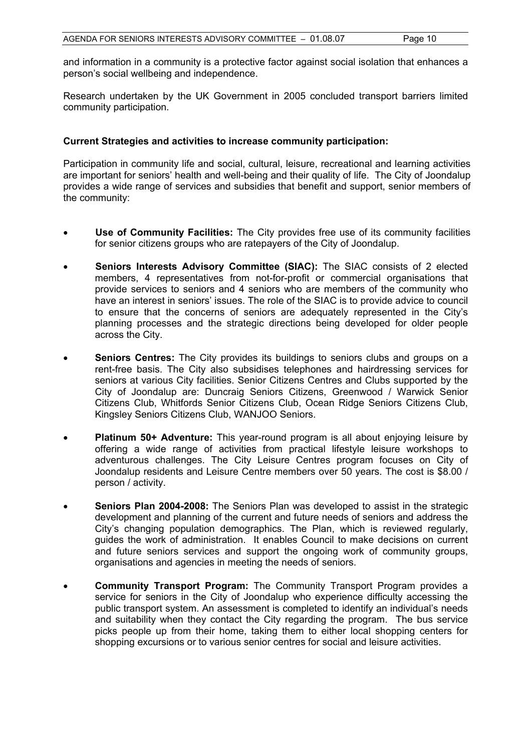and information in a community is a protective factor against social isolation that enhances a person's social wellbeing and independence.

Research undertaken by the UK Government in 2005 concluded transport barriers limited community participation.

**Current Strategies and activities to increase community participation:**

Participation in community life and social, cultural, leisure, recreational and learning activities are important for seniors' health and well-being and their quality of life. The City of Joondalup provides a wide range of services and subsidies that benefit and support, senior members of the community:

- **Use of Community Facilities:** The City provides free use of its community facilities for senior citizens groups who are ratepayers of the City of Joondalup.
- **Seniors Interests Advisory Committee (SIAC):** The SIAC consists of 2 elected members, 4 representatives from not-for-profit or commercial organisations that provide services to seniors and 4 seniors who are members of the community who have an interest in seniors' issues. The role of the SIAC is to provide advice to council to ensure that the concerns of seniors are adequately represented in the City's planning processes and the strategic directions being developed for older people across the City.
- **Seniors Centres:** The City provides its buildings to seniors clubs and groups on a rent-free basis. The City also subsidises telephones and hairdressing services for seniors at various City facilities. Senior Citizens Centres and Clubs supported by the City of Joondalup are: Duncraig Seniors Citizens, Greenwood / Warwick Senior Citizens Club, Whitfords Senior Citizens Club, Ocean Ridge Seniors Citizens Club, Kingsley Seniors Citizens Club, WANJOO Seniors.
- **Platinum 50+ Adventure:** This year-round program is all about enjoying leisure by offering a wide range of activities from practical lifestyle leisure workshops to adventurous challenges. The City Leisure Centres program focuses on City of Joondalup residents and Leisure Centre members over 50 years. The cost is $8.00 / person / activity.
- **Seniors Plan 2004-2008:** The Seniors Plan was developed to assist in the strategic development and planning of the current and future needs of seniors and address the City's changing population demographics. The Plan, which is reviewed regularly, guides the work of administration. It enables Council to make decisions on current and future seniors services and support the ongoing work of community groups, organisations and agencies in meeting the needs of seniors.
- **Community Transport Program:** The Community Transport Program provides a service for seniors in the City of Joondalup who experience difficulty accessing the public transport system. An assessment is completed to identify an individual's needs and suitability when they contact the City regarding the program. The bus service picks people up from their home, taking them to either local shopping centers for shopping excursions or to various senior centres for social and leisure activities.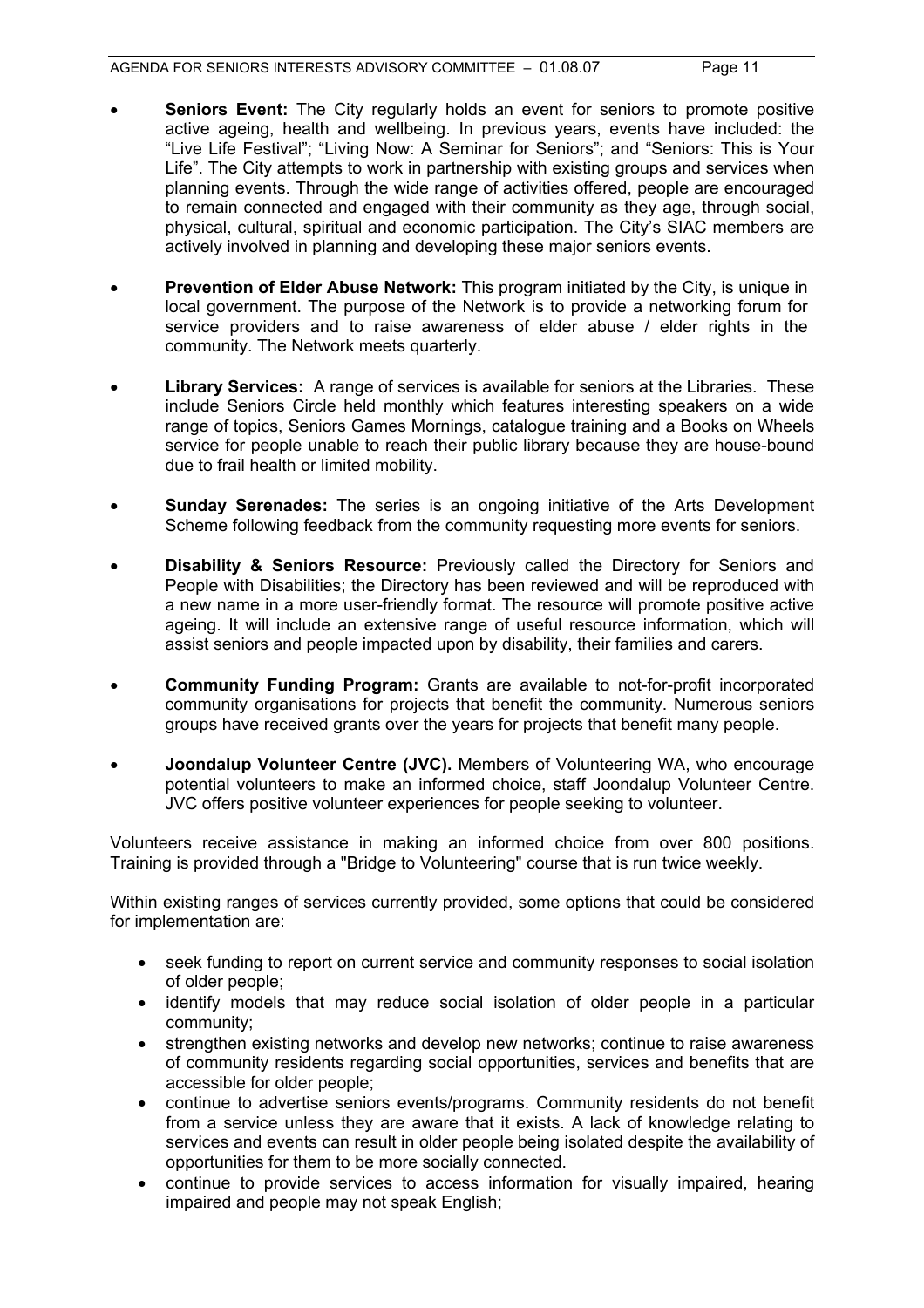- **Seniors Event:** The City regularly holds an event for seniors to promote positive active ageing, health and wellbeing. In previous years, events have included: the "Live Life Festival"; "Living Now: A Seminar for Seniors"; and "Seniors: This is Your Life". The City attempts to work in partnership with existing groups and services when planning events. Through the wide range of activities offered, people are encouraged to remain connected and engaged with their community as they age, through social, physical, cultural, spiritual and economic participation. The City's SIAC members are actively involved in planning and developing these major seniors events.

- **Prevention of Elder Abuse Network:** This program initiated by the City, is unique in local government. The purpose of the Network is to provide a networking forum for service providers and to raise awareness of elder abuse / elder rights in the community. The Network meets quarterly.

- **Library Services:** A range of services is available for seniors at the Libraries. These include Seniors Circle held monthly which features interesting speakers on a wide range of topics, Seniors Games Mornings, catalogue training and a Books on Wheels service for people unable to reach their public library because they are house-bound due to frail health or limited mobility.

- **Sunday Serenades:** The series is an ongoing initiative of the Arts Development Scheme following feedback from the community requesting more events for seniors.

- **Disability & Seniors Resource:** Previously called the Directory for Seniors and People with Disabilities; the Directory has been reviewed and will be reproduced with a new name in a more user-friendly format. The resource will promote positive active ageing. It will include an extensive range of useful resource information, which will assist seniors and people impacted upon by disability, their families and carers.

- **Community Funding Program:** Grants are available to not-for-profit incorporated community organisations for projects that benefit the community. Numerous seniors groups have received grants over the years for projects that benefit many people.

- **Joondalup Volunteer Centre (JVC).** Members of Volunteering WA, who encourage potential volunteers to make an informed choice, staff Joondalup Volunteer Centre. JVC offers positive volunteer experiences for people seeking to volunteer.

Volunteers receive assistance in making an informed choice from over 800 positions. Training is provided through a "Bridge to Volunteering" course that is run twice weekly.

Within existing ranges of services currently provided, some options that could be considered for implementation are:

- seek funding to report on current service and community responses to social isolation of older people;
- identify models that may reduce social isolation of older people in a particular community;
- strengthen existing networks and develop new networks; continue to raise awareness of community residents regarding social opportunities, services and benefits that are accessible for older people;
- continue to advertise seniors events/programs. Community residents do not benefit from a service unless they are aware that it exists. A lack of knowledge relating to services and events can result in older people being isolated despite the availability of opportunities for them to be more socially connected.
- continue to provide services to access information for visually impaired, hearing impaired and people may not speak English;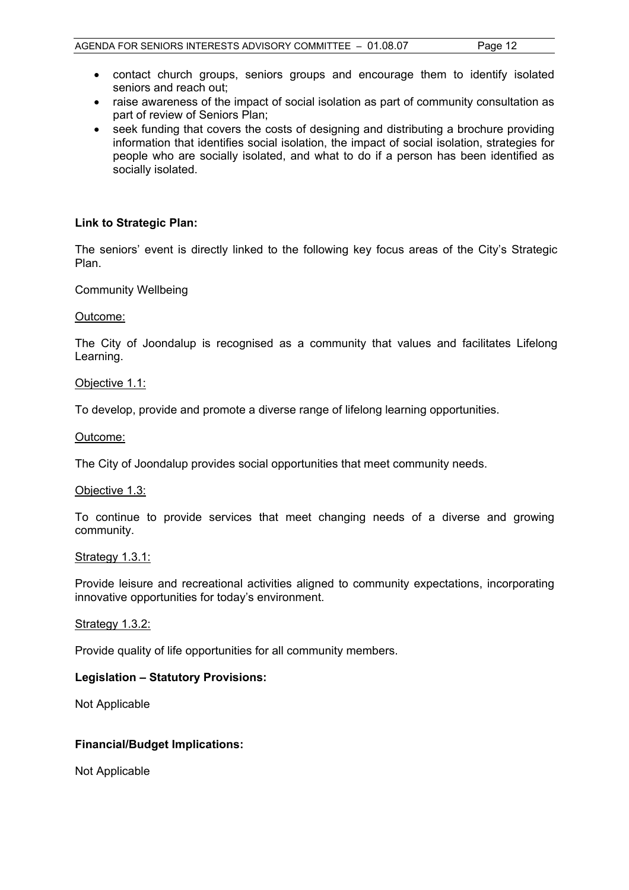- contact church groups, seniors groups and encourage them to identify isolated seniors and reach out;
- raise awareness of the impact of social isolation as part of community consultation as part of review of Seniors Plan;
- seek funding that covers the costs of designing and distributing a brochure providing information that identifies social isolation, the impact of social isolation, strategies for people who are socially isolated, and what to do if a person has been identified as socially isolated.

**Link to Strategic Plan:**

The seniors' event is directly linked to the following key focus areas of the City's Strategic Plan.

Community Wellbeing

Outcome:

The City of Joondalup is recognised as a community that values and facilitates Lifelong Learning.

Objective 1.1:

To develop, provide and promote a diverse range of lifelong learning opportunities.

Outcome:

The City of Joondalup provides social opportunities that meet community needs.

Objective 1.3:

To continue to provide services that meet changing needs of a diverse and growing community.

Strategy 1.3.1:

Provide leisure and recreational activities aligned to community expectations, incorporating innovative opportunities for today's environment.

Strategy 1.3.2:

Provide quality of life opportunities for all community members.

**Legislation – Statutory Provisions:**

Not Applicable

**Financial/Budget Implications:**

Not Applicable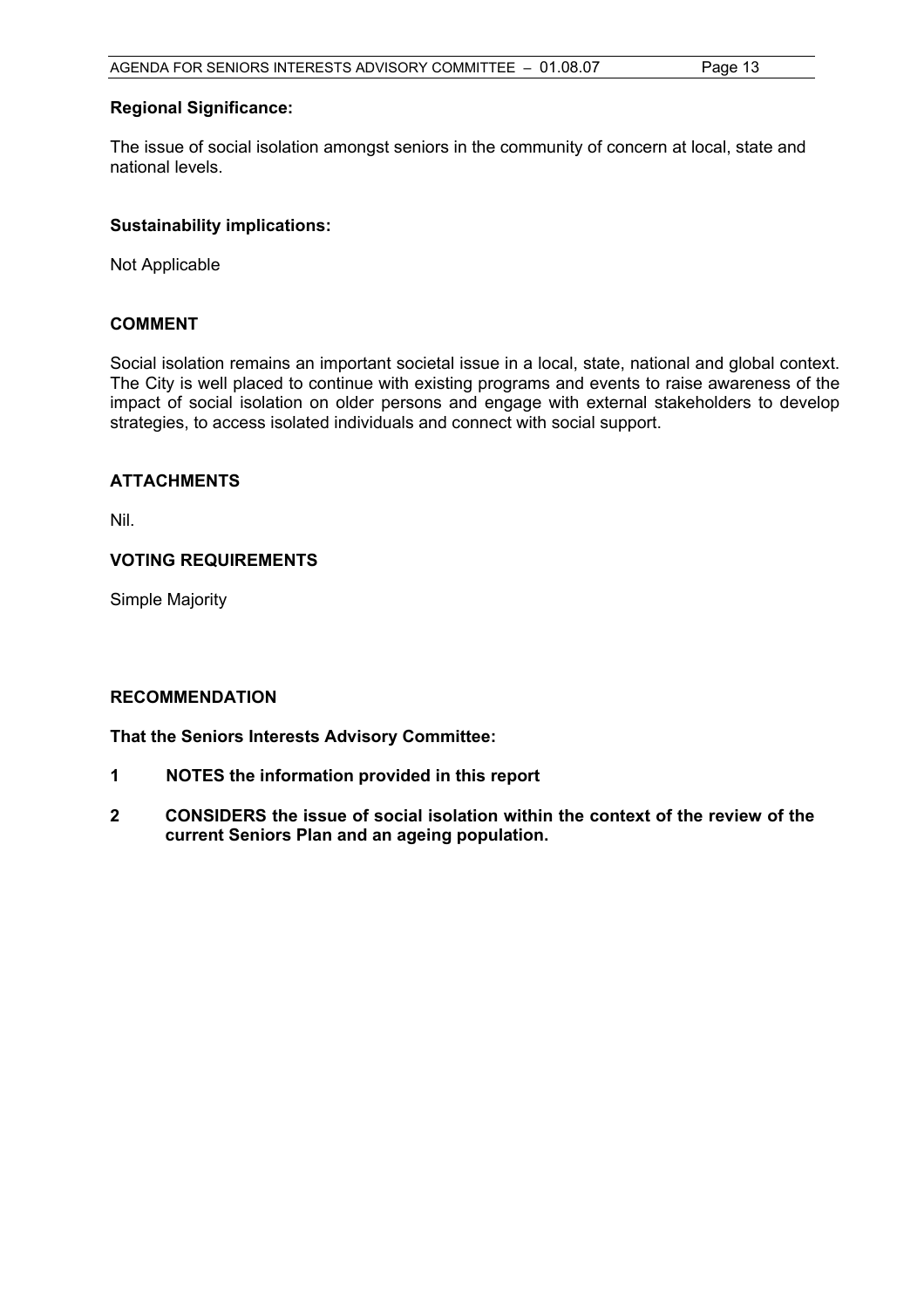**Regional Significance:**

The issue of social isolation amongst seniors in the community of concern at local, state and national levels.

**Sustainability implications:**

Not Applicable

## COMMENT

Social isolation remains an important societal issue in a local, state, national and global context. The City is well placed to continue with existing programs and events to raise awareness of the impact of social isolation on older persons and engage with external stakeholders to develop strategies, to access isolated individuals and connect with social support.

## ATTACHMENTS

Nil.

## VOTING REQUIREMENTS

Simple Majority

## RECOMMENDATION

**That the Seniors Interests Advisory Committee:**

**1 NOTES the information provided in this report**

**2 CONSIDERS the issue of social isolation within the context of the review of the current Seniors Plan and an ageing population.**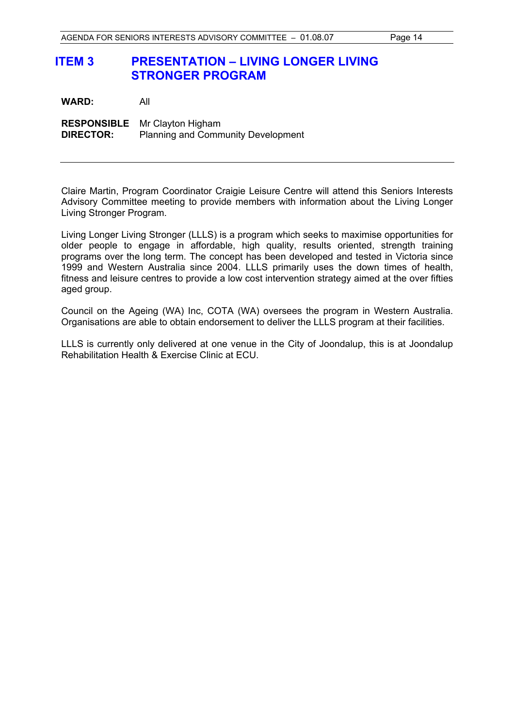## ITEM 3 PRESENTATION – LIVING LONGER LIVING STRONGER PROGRAM

**WARD:** All

**RESPONSIBLE DIRECTOR:** Mr Clayton Higham
Planning and Community Development

---

Claire Martin, Program Coordinator Craigie Leisure Centre will attend this Seniors Interests Advisory Committee meeting to provide members with information about the Living Longer Living Stronger Program.

Living Longer Living Stronger (LLLS) is a program which seeks to maximise opportunities for older people to engage in affordable, high quality, results oriented, strength training programs over the long term. The concept has been developed and tested in Victoria since 1999 and Western Australia since 2004. LLLS primarily uses the down times of health, fitness and leisure centres to provide a low cost intervention strategy aimed at the over fifties aged group.

Council on the Ageing (WA) Inc, COTA (WA) oversees the program in Western Australia. Organisations are able to obtain endorsement to deliver the LLLS program at their facilities.

LLLS is currently only delivered at one venue in the City of Joondalup, this is at Joondalup Rehabilitation Health & Exercise Clinic at ECU.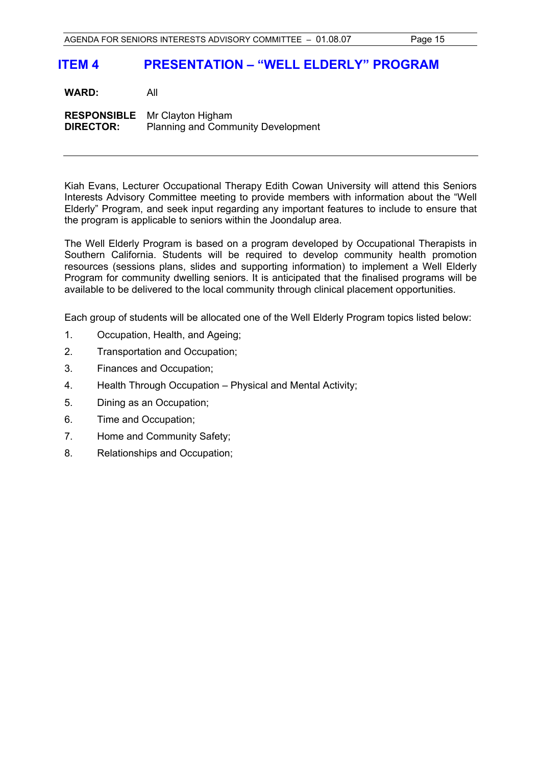# ITEM 4 PRESENTATION – "WELL ELDERLY" PROGRAM

**WARD:** All

**RESPONSIBLE DIRECTOR:** Mr Clayton Higham
Planning and Community Development

---

Kiah Evans, Lecturer Occupational Therapy Edith Cowan University will attend this Seniors Interests Advisory Committee meeting to provide members with information about the "Well Elderly" Program, and seek input regarding any important features to include to ensure that the program is applicable to seniors within the Joondalup area.

The Well Elderly Program is based on a program developed by Occupational Therapists in Southern California. Students will be required to develop community health promotion resources (sessions plans, slides and supporting information) to implement a Well Elderly Program for community dwelling seniors. It is anticipated that the finalised programs will be available to be delivered to the local community through clinical placement opportunities.

Each group of students will be allocated one of the Well Elderly Program topics listed below:

1. Occupation, Health, and Ageing;
2. Transportation and Occupation;
3. Finances and Occupation;
4. Health Through Occupation – Physical and Mental Activity;
5. Dining as an Occupation;
6. Time and Occupation;
7. Home and Community Safety;
8. Relationships and Occupation;